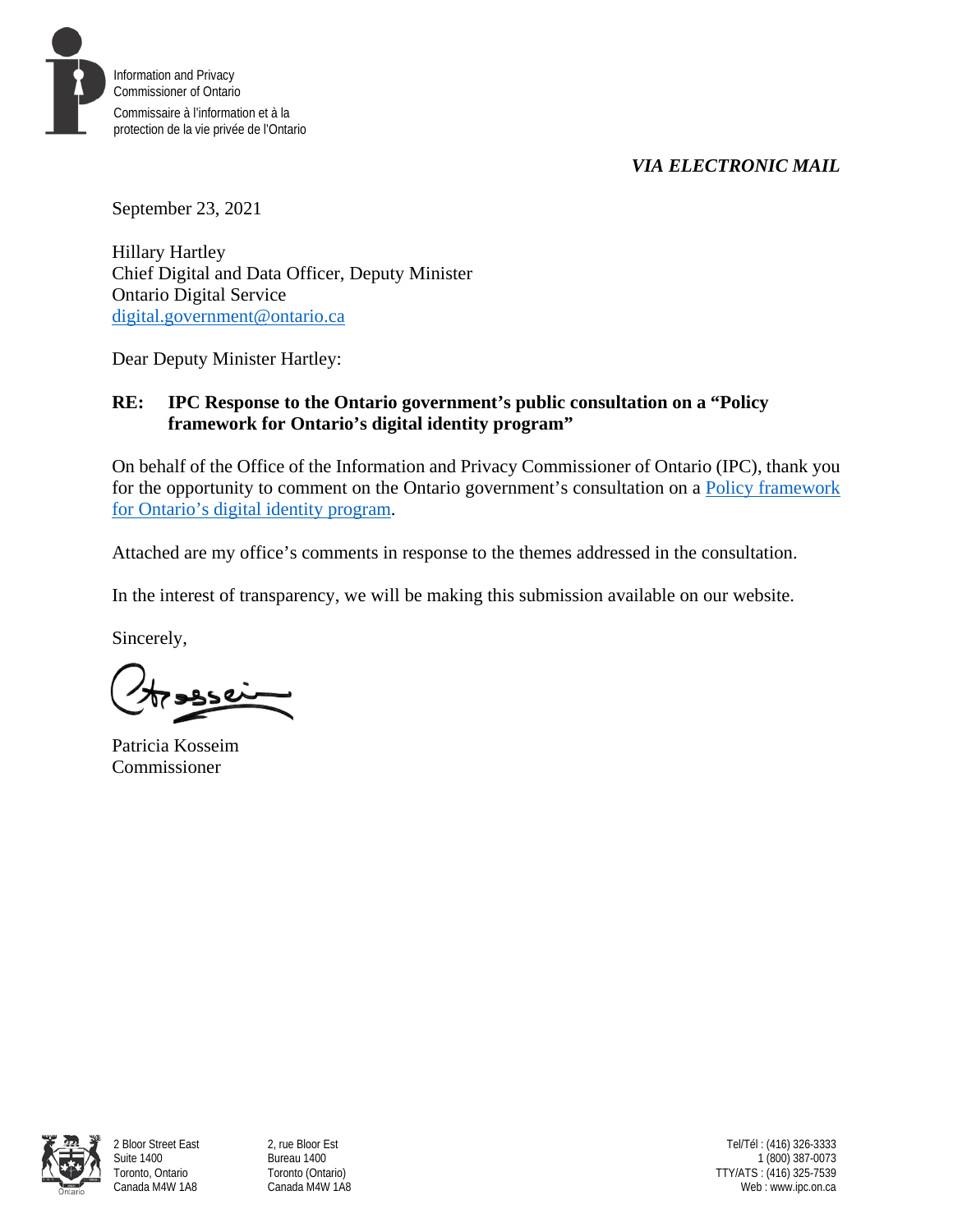Information and Privacy
Commissioner of Ontario

Commissaire à l'information et à la
protection de la vie privée de l'Ontario

*VIA ELECTRONIC MAIL*

September 23, 2021

Hillary Hartley
Chief Digital and Data Officer, Deputy Minister
Ontario Digital Service
[digital.government@ontario.ca](mailto:digital.government@ontario.ca)

Dear Deputy Minister Hartley:

**RE: IPC Response to the Ontario government's public consultation on a "Policy framework for Ontario's digital identity program"**

On behalf of the Office of the Information and Privacy Commissioner of Ontario (IPC), thank you for the opportunity to comment on the Ontario government's consultation on a [Policy framework for Ontario's digital identity program](#).

Attached are my office's comments in response to the themes addressed in the consultation.

In the interest of transparency, we will be making this submission available on our website.

Sincerely,

Patricia Kosseim
Commissioner

2 Bloor Street East
Suite 1400
Toronto, Ontario
Canada M4W 1A8

2, rue Bloor Est
Bureau 1400
Toronto (Ontario)
Canada M4W 1A8

Tel/Tél : (416) 326-3333
1 (800) 387-0073
TTY/ATS : (416) 325-7539
Web : www.ipc.on.ca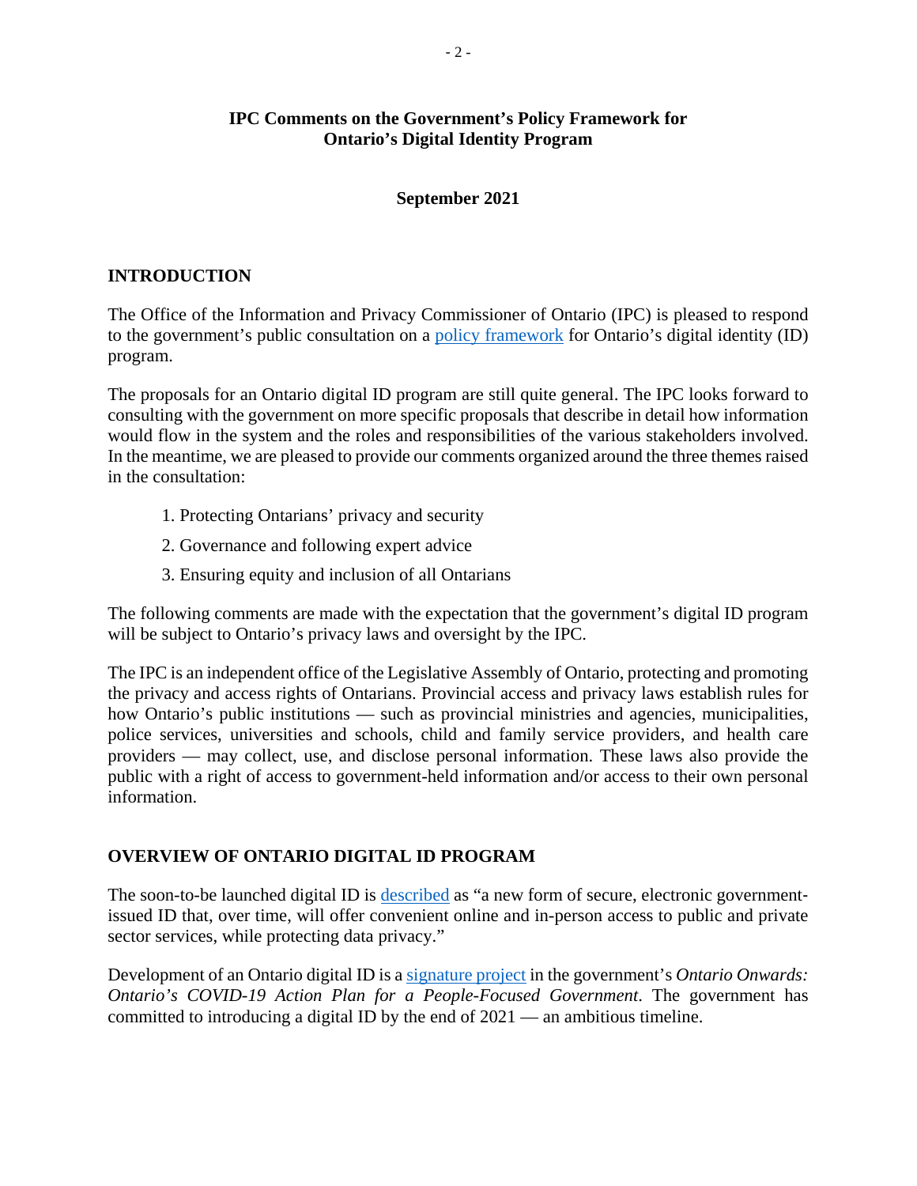**IPC Comments on the Government's Policy Framework for Ontario's Digital Identity Program**

**September 2021**

## INTRODUCTION

The Office of the Information and Privacy Commissioner of Ontario (IPC) is pleased to respond to the government's public consultation on a policy framework for Ontario's digital identity (ID) program.

The proposals for an Ontario digital ID program are still quite general. The IPC looks forward to consulting with the government on more specific proposals that describe in detail how information would flow in the system and the roles and responsibilities of the various stakeholders involved. In the meantime, we are pleased to provide our comments organized around the three themes raised in the consultation:

1. Protecting Ontarians' privacy and security
2. Governance and following expert advice
3. Ensuring equity and inclusion of all Ontarians

The following comments are made with the expectation that the government's digital ID program will be subject to Ontario's privacy laws and oversight by the IPC.

The IPC is an independent office of the Legislative Assembly of Ontario, protecting and promoting the privacy and access rights of Ontarians. Provincial access and privacy laws establish rules for how Ontario's public institutions — such as provincial ministries and agencies, municipalities, police services, universities and schools, child and family service providers, and health care providers — may collect, use, and disclose personal information. These laws also provide the public with a right of access to government-held information and/or access to their own personal information.

## OVERVIEW OF ONTARIO DIGITAL ID PROGRAM

The soon-to-be launched digital ID is described as "a new form of secure, electronic government-issued ID that, over time, will offer convenient online and in-person access to public and private sector services, while protecting data privacy."

Development of an Ontario digital ID is a signature project in the government's *Ontario Onwards: Ontario's COVID-19 Action Plan for a People-Focused Government*. The government has committed to introducing a digital ID by the end of 2021 — an ambitious timeline.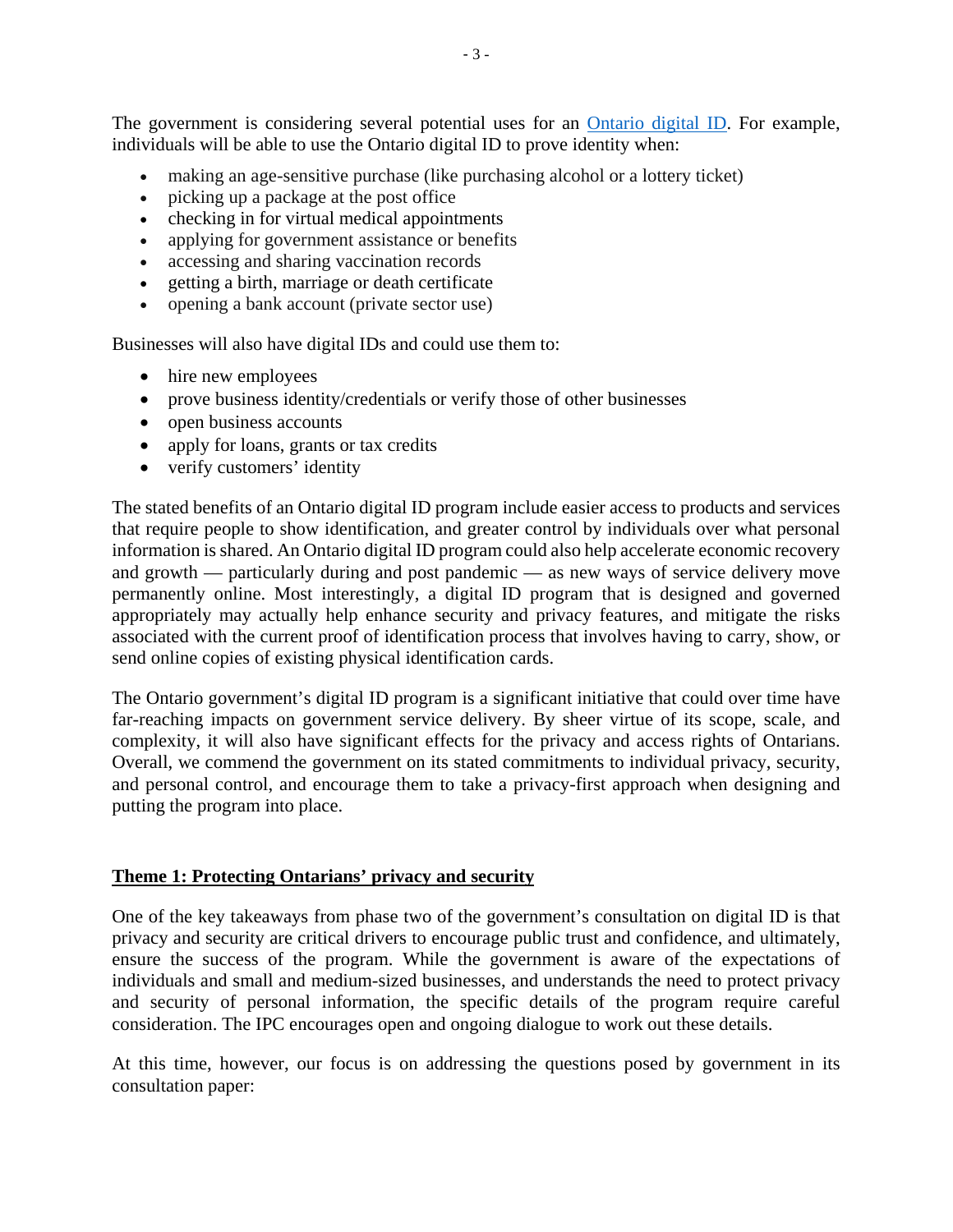The government is considering several potential uses for an [Ontario digital ID](). For example, individuals will be able to use the Ontario digital ID to prove identity when:

- making an age-sensitive purchase (like purchasing alcohol or a lottery ticket)
- picking up a package at the post office
- checking in for virtual medical appointments
- applying for government assistance or benefits
- accessing and sharing vaccination records
- getting a birth, marriage or death certificate
- opening a bank account (private sector use)

Businesses will also have digital IDs and could use them to:

- hire new employees
- prove business identity/credentials or verify those of other businesses
- open business accounts
- apply for loans, grants or tax credits
- verify customers' identity

The stated benefits of an Ontario digital ID program include easier access to products and services that require people to show identification, and greater control by individuals over what personal information is shared. An Ontario digital ID program could also help accelerate economic recovery and growth — particularly during and post pandemic — as new ways of service delivery move permanently online. Most interestingly, a digital ID program that is designed and governed appropriately may actually help enhance security and privacy features, and mitigate the risks associated with the current proof of identification process that involves having to carry, show, or send online copies of existing physical identification cards.

The Ontario government's digital ID program is a significant initiative that could over time have far-reaching impacts on government service delivery. By sheer virtue of its scope, scale, and complexity, it will also have significant effects for the privacy and access rights of Ontarians. Overall, we commend the government on its stated commitments to individual privacy, security, and personal control, and encourage them to take a privacy-first approach when designing and putting the program into place.

## Theme 1: Protecting Ontarians' privacy and security

One of the key takeaways from phase two of the government's consultation on digital ID is that privacy and security are critical drivers to encourage public trust and confidence, and ultimately, ensure the success of the program. While the government is aware of the expectations of individuals and small and medium-sized businesses, and understands the need to protect privacy and security of personal information, the specific details of the program require careful consideration. The IPC encourages open and ongoing dialogue to work out these details.

At this time, however, our focus is on addressing the questions posed by government in its consultation paper: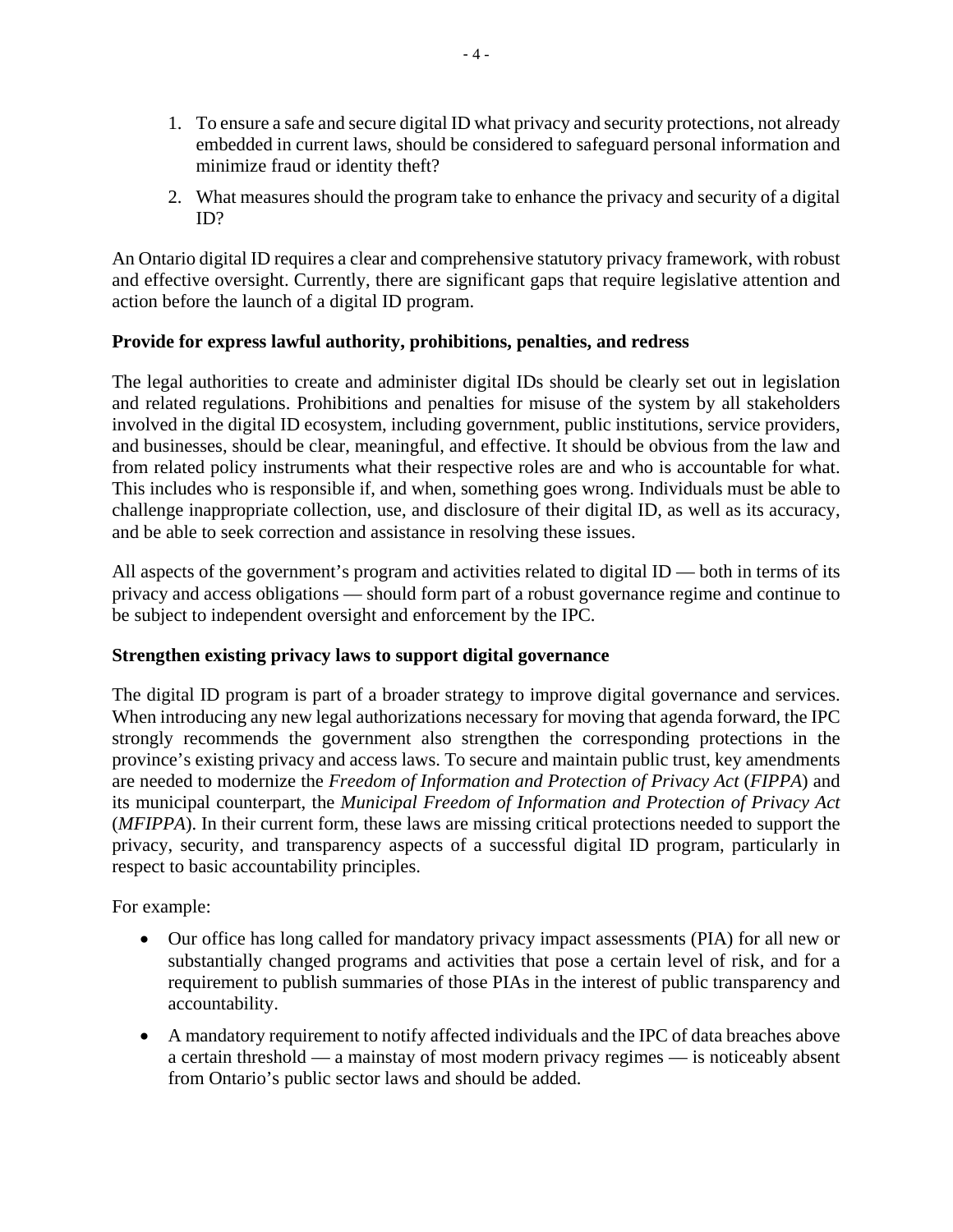1. To ensure a safe and secure digital ID what privacy and security protections, not already embedded in current laws, should be considered to safeguard personal information and minimize fraud or identity theft?
2. What measures should the program take to enhance the privacy and security of a digital ID?

An Ontario digital ID requires a clear and comprehensive statutory privacy framework, with robust and effective oversight. Currently, there are significant gaps that require legislative attention and action before the launch of a digital ID program.

**Provide for express lawful authority, prohibitions, penalties, and redress**

The legal authorities to create and administer digital IDs should be clearly set out in legislation and related regulations. Prohibitions and penalties for misuse of the system by all stakeholders involved in the digital ID ecosystem, including government, public institutions, service providers, and businesses, should be clear, meaningful, and effective. It should be obvious from the law and from related policy instruments what their respective roles are and who is accountable for what. This includes who is responsible if, and when, something goes wrong. Individuals must be able to challenge inappropriate collection, use, and disclosure of their digital ID, as well as its accuracy, and be able to seek correction and assistance in resolving these issues.

All aspects of the government's program and activities related to digital ID — both in terms of its privacy and access obligations — should form part of a robust governance regime and continue to be subject to independent oversight and enforcement by the IPC.

**Strengthen existing privacy laws to support digital governance**

The digital ID program is part of a broader strategy to improve digital governance and services. When introducing any new legal authorizations necessary for moving that agenda forward, the IPC strongly recommends the government also strengthen the corresponding protections in the province's existing privacy and access laws. To secure and maintain public trust, key amendments are needed to modernize the *Freedom of Information and Protection of Privacy Act* (*FIPPA*) and its municipal counterpart, the *Municipal Freedom of Information and Protection of Privacy Act* (*MFIPPA*). In their current form, these laws are missing critical protections needed to support the privacy, security, and transparency aspects of a successful digital ID program, particularly in respect to basic accountability principles.

For example:

- Our office has long called for mandatory privacy impact assessments (PIA) for all new or substantially changed programs and activities that pose a certain level of risk, and for a requirement to publish summaries of those PIAs in the interest of public transparency and accountability.
- A mandatory requirement to notify affected individuals and the IPC of data breaches above a certain threshold — a mainstay of most modern privacy regimes — is noticeably absent from Ontario's public sector laws and should be added.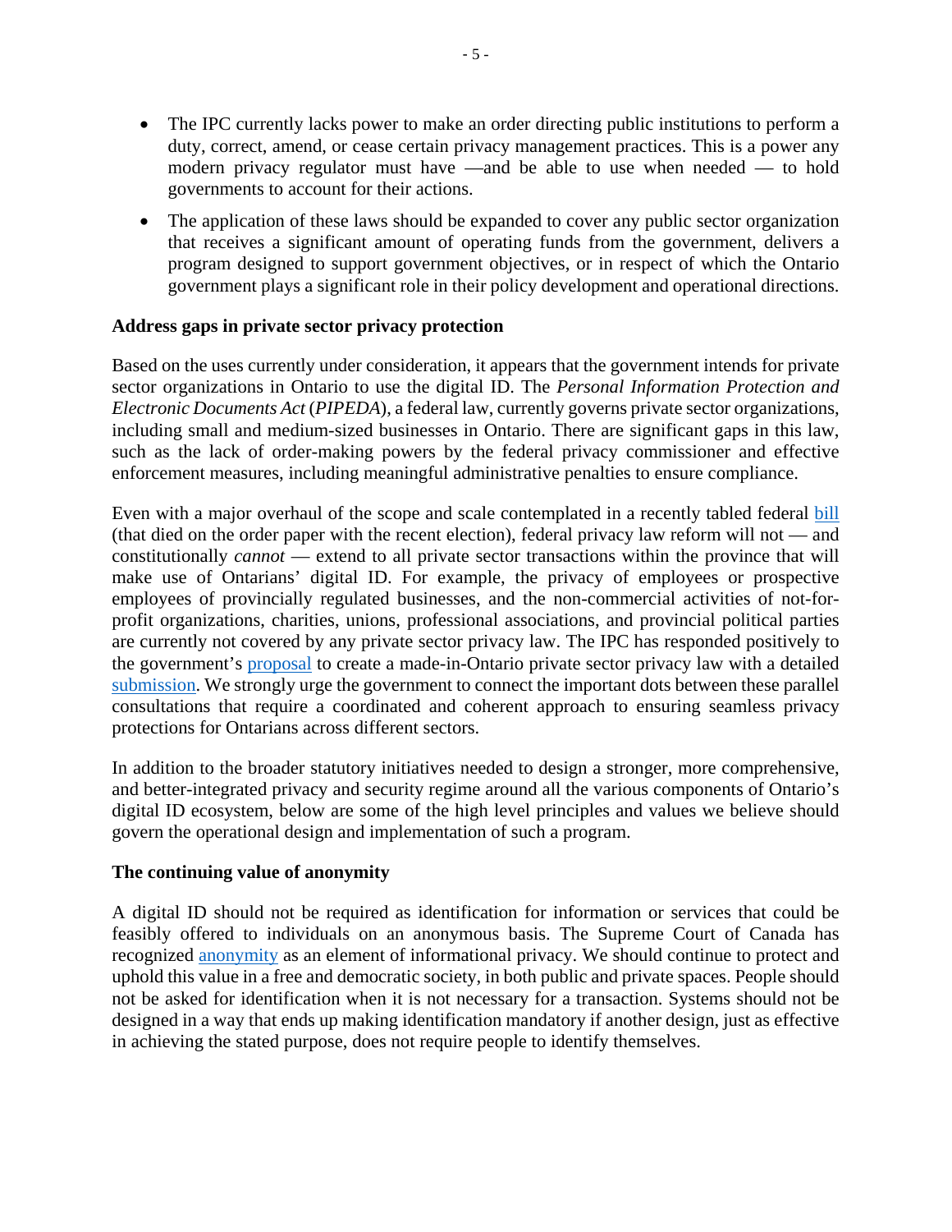- The IPC currently lacks power to make an order directing public institutions to perform a duty, correct, amend, or cease certain privacy management practices. This is a power any modern privacy regulator must have —and be able to use when needed — to hold governments to account for their actions.
- The application of these laws should be expanded to cover any public sector organization that receives a significant amount of operating funds from the government, delivers a program designed to support government objectives, or in respect of which the Ontario government plays a significant role in their policy development and operational directions.

**Address gaps in private sector privacy protection**

Based on the uses currently under consideration, it appears that the government intends for private sector organizations in Ontario to use the digital ID. The *Personal Information Protection and Electronic Documents Act* (*PIPEDA*), a federal law, currently governs private sector organizations, including small and medium-sized businesses in Ontario. There are significant gaps in this law, such as the lack of order-making powers by the federal privacy commissioner and effective enforcement measures, including meaningful administrative penalties to ensure compliance.

Even with a major overhaul of the scope and scale contemplated in a recently tabled federal bill (that died on the order paper with the recent election), federal privacy law reform will not — and constitutionally *cannot* — extend to all private sector transactions within the province that will make use of Ontarians' digital ID. For example, the privacy of employees or prospective employees of provincially regulated businesses, and the non-commercial activities of not-for-profit organizations, charities, unions, professional associations, and provincial political parties are currently not covered by any private sector privacy law. The IPC has responded positively to the government's proposal to create a made-in-Ontario private sector privacy law with a detailed submission. We strongly urge the government to connect the important dots between these parallel consultations that require a coordinated and coherent approach to ensuring seamless privacy protections for Ontarians across different sectors.

In addition to the broader statutory initiatives needed to design a stronger, more comprehensive, and better-integrated privacy and security regime around all the various components of Ontario's digital ID ecosystem, below are some of the high level principles and values we believe should govern the operational design and implementation of such a program.

**The continuing value of anonymity**

A digital ID should not be required as identification for information or services that could be feasibly offered to individuals on an anonymous basis. The Supreme Court of Canada has recognized anonymity as an element of informational privacy. We should continue to protect and uphold this value in a free and democratic society, in both public and private spaces. People should not be asked for identification when it is not necessary for a transaction. Systems should not be designed in a way that ends up making identification mandatory if another design, just as effective in achieving the stated purpose, does not require people to identify themselves.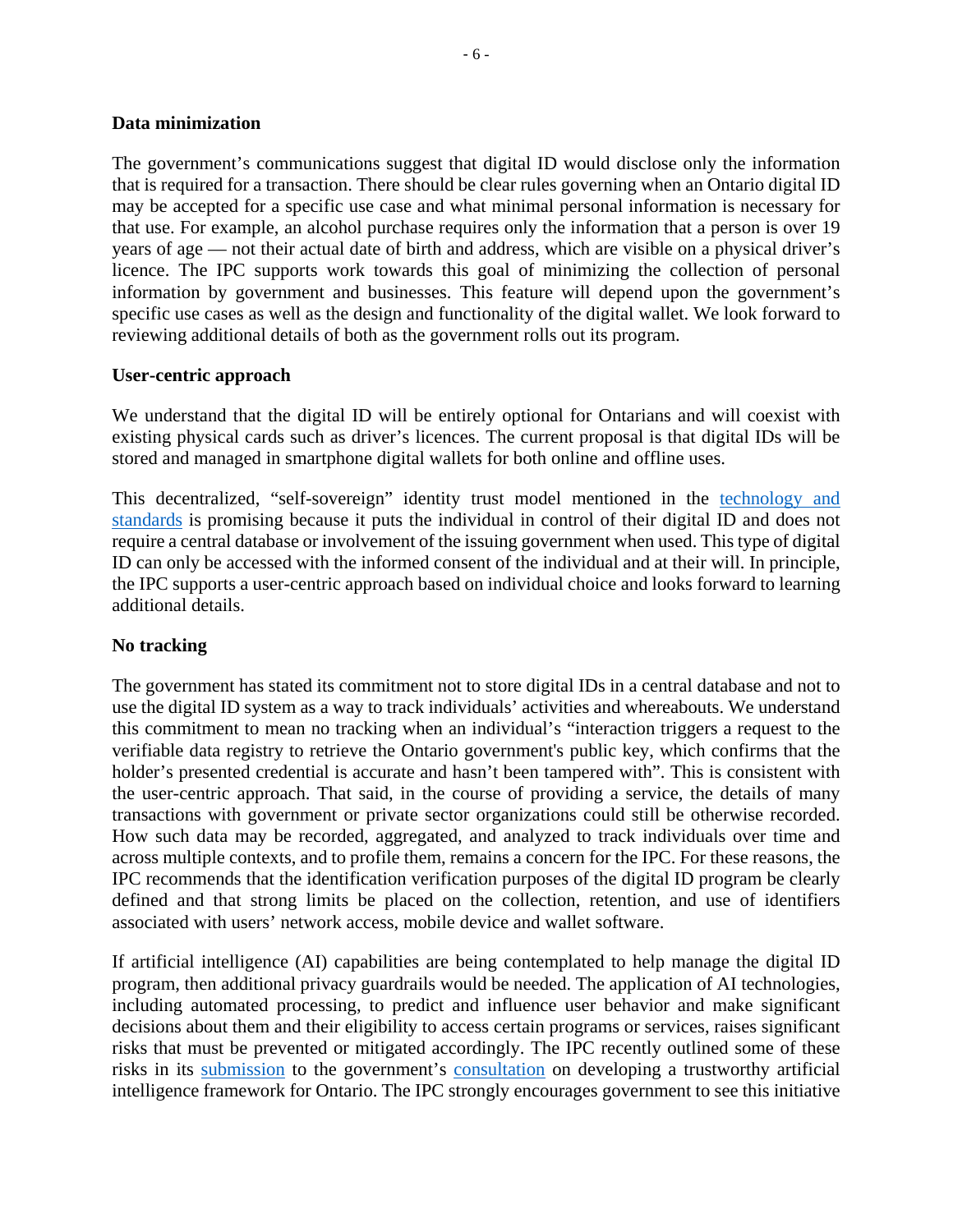**Data minimization**

The government's communications suggest that digital ID would disclose only the information that is required for a transaction. There should be clear rules governing when an Ontario digital ID may be accepted for a specific use case and what minimal personal information is necessary for that use. For example, an alcohol purchase requires only the information that a person is over 19 years of age — not their actual date of birth and address, which are visible on a physical driver's licence. The IPC supports work towards this goal of minimizing the collection of personal information by government and businesses. This feature will depend upon the government's specific use cases as well as the design and functionality of the digital wallet. We look forward to reviewing additional details of both as the government rolls out its program.

**User-centric approach**

We understand that the digital ID will be entirely optional for Ontarians and will coexist with existing physical cards such as driver's licences. The current proposal is that digital IDs will be stored and managed in smartphone digital wallets for both online and offline uses.

This decentralized, "self-sovereign" identity trust model mentioned in the technology and standards is promising because it puts the individual in control of their digital ID and does not require a central database or involvement of the issuing government when used. This type of digital ID can only be accessed with the informed consent of the individual and at their will. In principle, the IPC supports a user-centric approach based on individual choice and looks forward to learning additional details.

**No tracking**

The government has stated its commitment not to store digital IDs in a central database and not to use the digital ID system as a way to track individuals' activities and whereabouts. We understand this commitment to mean no tracking when an individual's "interaction triggers a request to the verifiable data registry to retrieve the Ontario government's public key, which confirms that the holder's presented credential is accurate and hasn't been tampered with". This is consistent with the user-centric approach. That said, in the course of providing a service, the details of many transactions with government or private sector organizations could still be otherwise recorded. How such data may be recorded, aggregated, and analyzed to track individuals over time and across multiple contexts, and to profile them, remains a concern for the IPC. For these reasons, the IPC recommends that the identification verification purposes of the digital ID program be clearly defined and that strong limits be placed on the collection, retention, and use of identifiers associated with users' network access, mobile device and wallet software.

If artificial intelligence (AI) capabilities are being contemplated to help manage the digital ID program, then additional privacy guardrails would be needed. The application of AI technologies, including automated processing, to predict and influence user behavior and make significant decisions about them and their eligibility to access certain programs or services, raises significant risks that must be prevented or mitigated accordingly. The IPC recently outlined some of these risks in its submission to the government's consultation on developing a trustworthy artificial intelligence framework for Ontario. The IPC strongly encourages government to see this initiative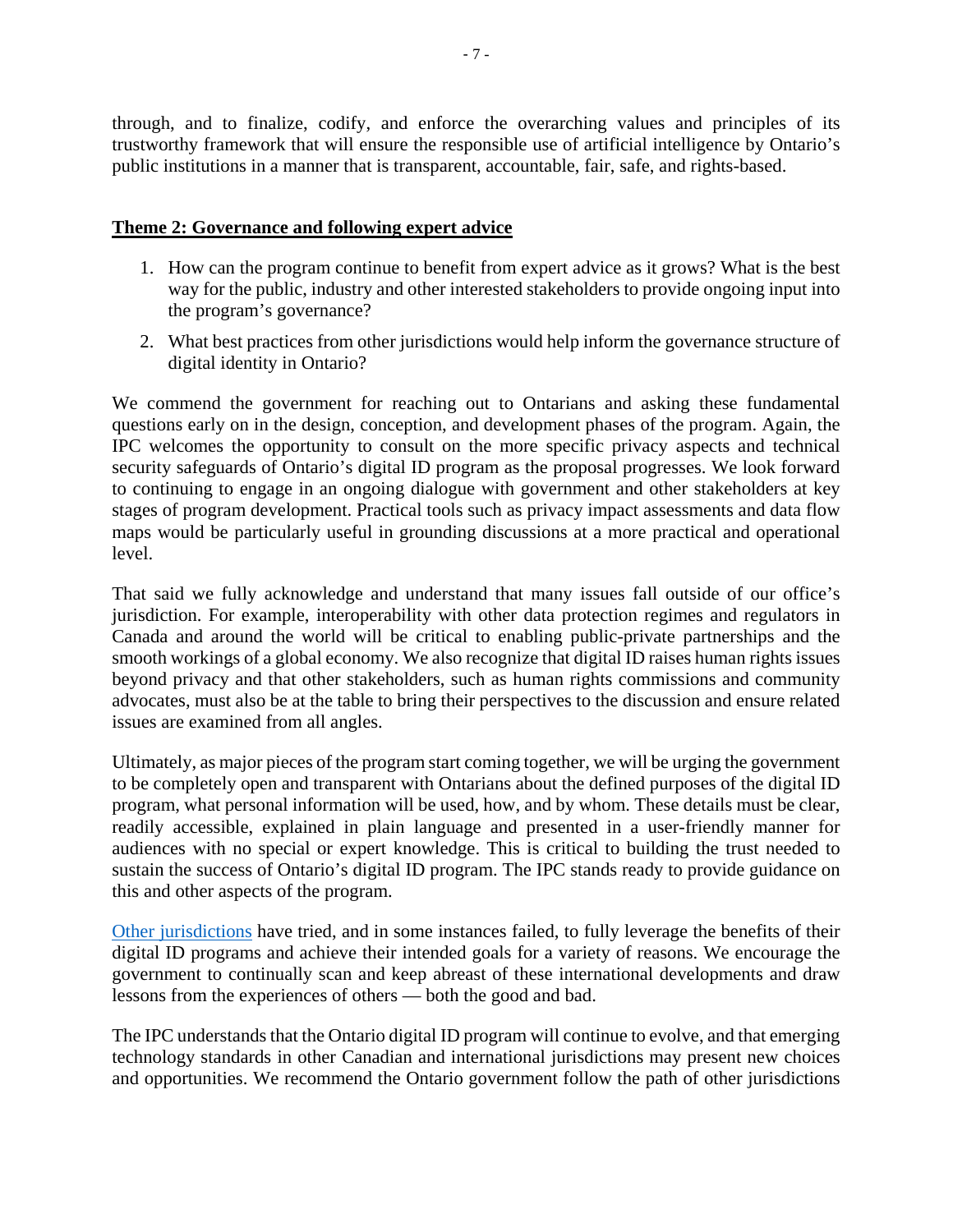through, and to finalize, codify, and enforce the overarching values and principles of its trustworthy framework that will ensure the responsible use of artificial intelligence by Ontario's public institutions in a manner that is transparent, accountable, fair, safe, and rights-based.

## Theme 2: Governance and following expert advice

1. How can the program continue to benefit from expert advice as it grows? What is the best way for the public, industry and other interested stakeholders to provide ongoing input into the program's governance?
2. What best practices from other jurisdictions would help inform the governance structure of digital identity in Ontario?

We commend the government for reaching out to Ontarians and asking these fundamental questions early on in the design, conception, and development phases of the program. Again, the IPC welcomes the opportunity to consult on the more specific privacy aspects and technical security safeguards of Ontario's digital ID program as the proposal progresses. We look forward to continuing to engage in an ongoing dialogue with government and other stakeholders at key stages of program development. Practical tools such as privacy impact assessments and data flow maps would be particularly useful in grounding discussions at a more practical and operational level.

That said we fully acknowledge and understand that many issues fall outside of our office's jurisdiction. For example, interoperability with other data protection regimes and regulators in Canada and around the world will be critical to enabling public-private partnerships and the smooth workings of a global economy. We also recognize that digital ID raises human rights issues beyond privacy and that other stakeholders, such as human rights commissions and community advocates, must also be at the table to bring their perspectives to the discussion and ensure related issues are examined from all angles.

Ultimately, as major pieces of the program start coming together, we will be urging the government to be completely open and transparent with Ontarians about the defined purposes of the digital ID program, what personal information will be used, how, and by whom. These details must be clear, readily accessible, explained in plain language and presented in a user-friendly manner for audiences with no special or expert knowledge. This is critical to building the trust needed to sustain the success of Ontario's digital ID program. The IPC stands ready to provide guidance on this and other aspects of the program.

Other jurisdictions have tried, and in some instances failed, to fully leverage the benefits of their digital ID programs and achieve their intended goals for a variety of reasons. We encourage the government to continually scan and keep abreast of these international developments and draw lessons from the experiences of others — both the good and bad.

The IPC understands that the Ontario digital ID program will continue to evolve, and that emerging technology standards in other Canadian and international jurisdictions may present new choices and opportunities. We recommend the Ontario government follow the path of other jurisdictions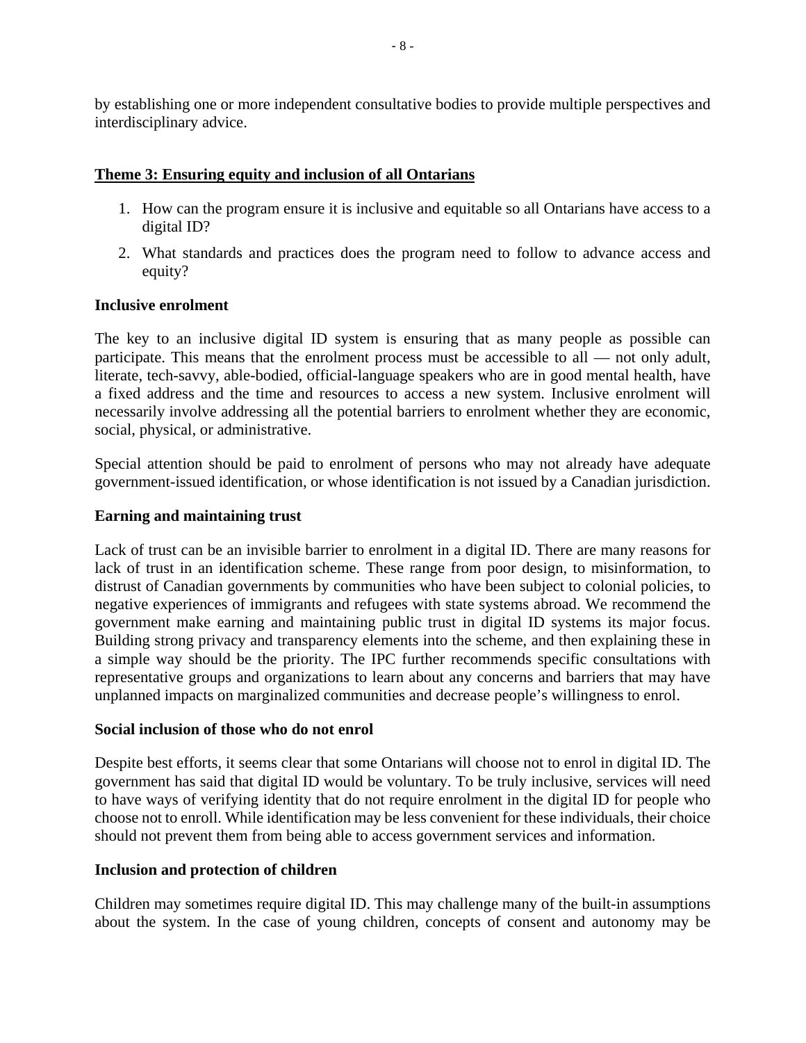by establishing one or more independent consultative bodies to provide multiple perspectives and interdisciplinary advice.

## Theme 3: Ensuring equity and inclusion of all Ontarians

1. How can the program ensure it is inclusive and equitable so all Ontarians have access to a digital ID?
2. What standards and practices does the program need to follow to advance access and equity?

### Inclusive enrolment

The key to an inclusive digital ID system is ensuring that as many people as possible can participate. This means that the enrolment process must be accessible to all — not only adult, literate, tech-savvy, able-bodied, official-language speakers who are in good mental health, have a fixed address and the time and resources to access a new system. Inclusive enrolment will necessarily involve addressing all the potential barriers to enrolment whether they are economic, social, physical, or administrative.

Special attention should be paid to enrolment of persons who may not already have adequate government-issued identification, or whose identification is not issued by a Canadian jurisdiction.

### Earning and maintaining trust

Lack of trust can be an invisible barrier to enrolment in a digital ID. There are many reasons for lack of trust in an identification scheme. These range from poor design, to misinformation, to distrust of Canadian governments by communities who have been subject to colonial policies, to negative experiences of immigrants and refugees with state systems abroad. We recommend the government make earning and maintaining public trust in digital ID systems its major focus. Building strong privacy and transparency elements into the scheme, and then explaining these in a simple way should be the priority. The IPC further recommends specific consultations with representative groups and organizations to learn about any concerns and barriers that may have unplanned impacts on marginalized communities and decrease people's willingness to enrol.

### Social inclusion of those who do not enrol

Despite best efforts, it seems clear that some Ontarians will choose not to enrol in digital ID. The government has said that digital ID would be voluntary. To be truly inclusive, services will need to have ways of verifying identity that do not require enrolment in the digital ID for people who choose not to enroll. While identification may be less convenient for these individuals, their choice should not prevent them from being able to access government services and information.

### Inclusion and protection of children

Children may sometimes require digital ID. This may challenge many of the built-in assumptions about the system. In the case of young children, concepts of consent and autonomy may be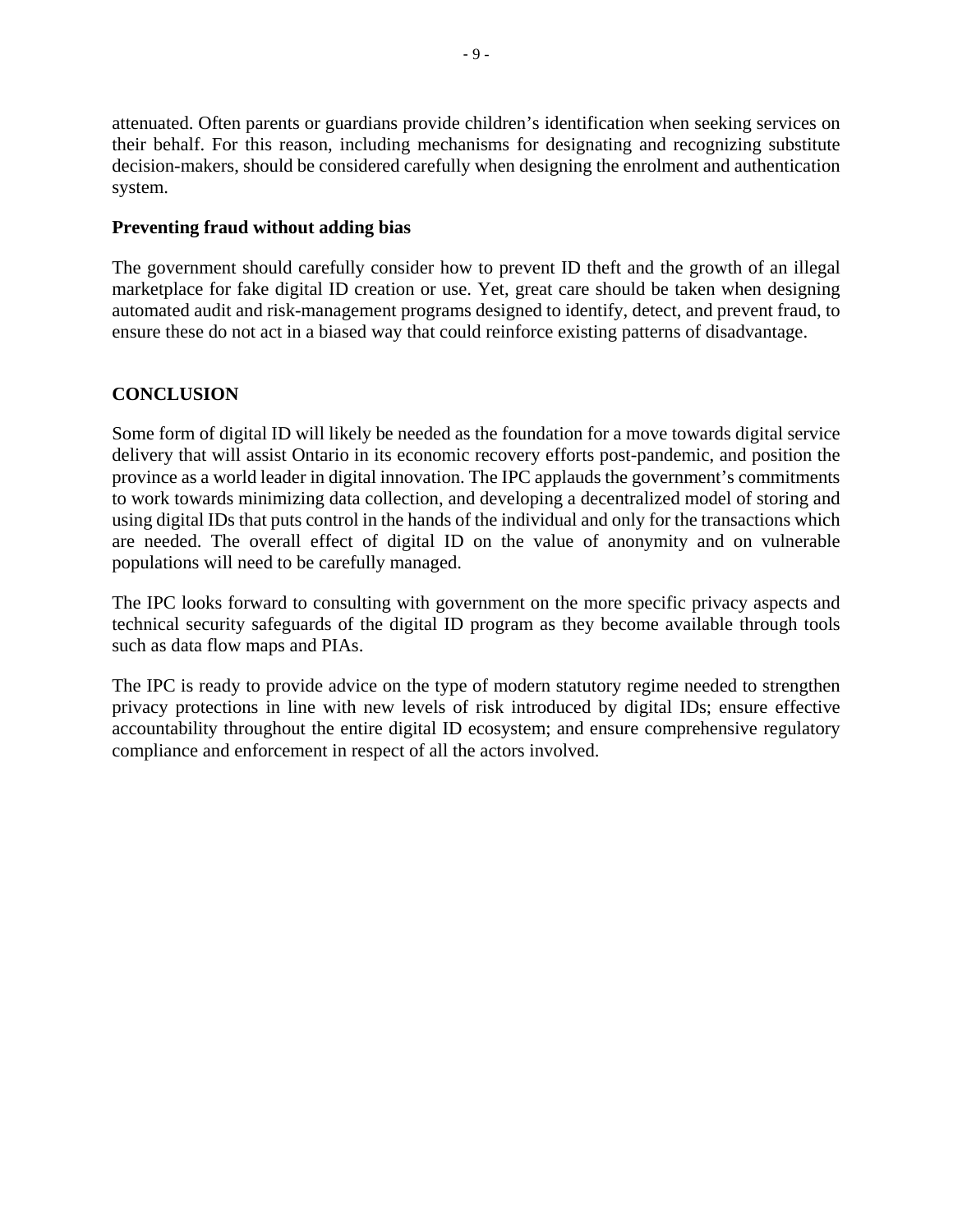attenuated. Often parents or guardians provide children's identification when seeking services on their behalf. For this reason, including mechanisms for designating and recognizing substitute decision-makers, should be considered carefully when designing the enrolment and authentication system.

**Preventing fraud without adding bias**

The government should carefully consider how to prevent ID theft and the growth of an illegal marketplace for fake digital ID creation or use. Yet, great care should be taken when designing automated audit and risk-management programs designed to identify, detect, and prevent fraud, to ensure these do not act in a biased way that could reinforce existing patterns of disadvantage.

## CONCLUSION

Some form of digital ID will likely be needed as the foundation for a move towards digital service delivery that will assist Ontario in its economic recovery efforts post-pandemic, and position the province as a world leader in digital innovation. The IPC applauds the government's commitments to work towards minimizing data collection, and developing a decentralized model of storing and using digital IDs that puts control in the hands of the individual and only for the transactions which are needed. The overall effect of digital ID on the value of anonymity and on vulnerable populations will need to be carefully managed.

The IPC looks forward to consulting with government on the more specific privacy aspects and technical security safeguards of the digital ID program as they become available through tools such as data flow maps and PIAs.

The IPC is ready to provide advice on the type of modern statutory regime needed to strengthen privacy protections in line with new levels of risk introduced by digital IDs; ensure effective accountability throughout the entire digital ID ecosystem; and ensure comprehensive regulatory compliance and enforcement in respect of all the actors involved.